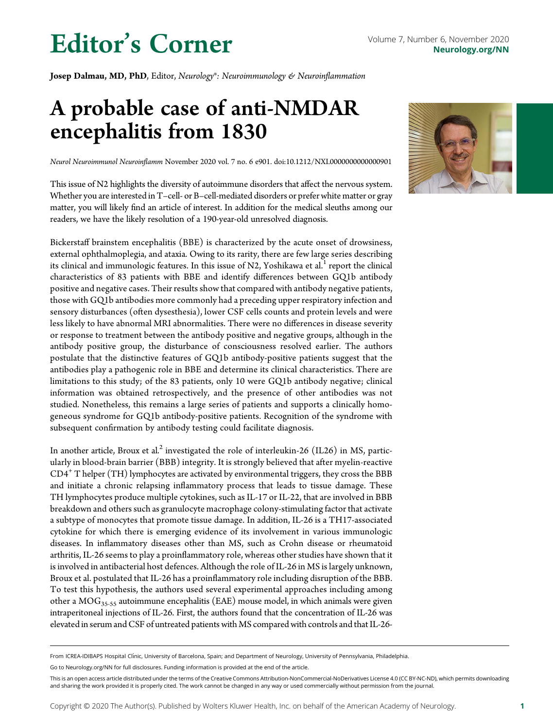# Editor's Corner

**Josep Dalmau, MD, PhD**, Editor, *Neurology®: Neuroimmunology & Neuroinflammation*

# A probable case of anti-NMDAR encephalitis from 1830

*Neurol Neuroimmunol Neuroinflamm* November 2020 vol. 7 no. 6 e901. doi:10.1212/NXI.0000000000000901

This issue of N2 highlights the diversity of autoimmune disorders that affect the nervous system. Whether you are interested in T–cell- or B–cell-mediated disorders or prefer white matter or gray matter, you will likely find an article of interest. In addition for the medical sleuths among our readers, we have the likely resolution of a 190-year-old unresolved diagnosis.

Bickerstaff brainstem encephalitis (BBE) is characterized by the acute onset of drowsiness, external ophthalmoplegia, and ataxia. Owing to its rarity, there are few large series describing its clinical and immunologic features. In this issue of N2, Yoshikawa et al.[1] report the clinical characteristics of 83 patients with BBE and identify differences between GQ1b antibody positive and negative cases. Their results show that compared with antibody negative patients, those with GQ1b antibodies more commonly had a preceding upper respiratory infection and sensory disturbances (often dysesthesia), lower CSF cells counts and protein levels and were less likely to have abnormal MRI abnormalities. There were no differences in disease severity or response to treatment between the antibody positive and negative groups, although in the antibody positive group, the disturbance of consciousness resolved earlier. The authors postulate that the distinctive features of GQ1b antibody-positive patients suggest that the antibodies play a pathogenic role in BBE and determine its clinical characteristics. There are limitations to this study; of the 83 patients, only 10 were GQ1b antibody negative; clinical information was obtained retrospectively, and the presence of other antibodies was not studied. Nonetheless, this remains a large series of patients and supports a clinically homogeneous syndrome for GQ1b antibody-positive patients. Recognition of the syndrome with subsequent confirmation by antibody testing could facilitate diagnosis.

In another article, Broux et al.[2] investigated the role of interleukin-26 (IL26) in MS, particularly in blood-brain barrier (BBB) integrity. It is strongly believed that after myelin-reactive $CD4^+$ T helper (TH) lymphocytes are activated by environmental triggers, they cross the BBB and initiate a chronic relapsing inflammatory process that leads to tissue damage. These TH lymphocytes produce multiple cytokines, such as IL-17 or IL-22, that are involved in BBB breakdown and others such as granulocyte macrophage colony-stimulating factor that activate a subtype of monocytes that promote tissue damage. In addition, IL-26 is a TH17-associated cytokine for which there is emerging evidence of its involvement in various immunologic diseases. In inflammatory diseases other than MS, such as Crohn disease or rheumatoid arthritis, IL-26 seems to play a proinflammatory role, whereas other studies have shown that it is involved in antibacterial host defences. Although the role of IL-26 in MS is largely unknown, Broux et al. postulated that IL-26 has a proinflammatory role including disruption of the BBB. To test this hypothesis, the authors used several experimental approaches including among other a $MOG_{35\text{-}55}$ autoimmune encephalitis (EAE) mouse model, in which animals were given intraperitoneal injections of IL-26. First, the authors found that the concentration of IL-26 was elevated in serum and CSF of untreated patients with MS compared with controls and that IL-26-

From ICREA-IDIBAPS Hospital Clínic, University of Barcelona, Spain; and Department of Neurology, University of Pennsylvania, Philadelphia.

Go to Neurology.org/NN for full disclosures. Funding information is provided at the end of the article.

This is an open access article distributed under the terms of the Creative Commons Attribution-NonCommercial-NoDerivatives License 4.0 (CC BY-NC-ND), which permits downloading and sharing the work provided it is properly cited. The work cannot be changed in any way or used commercially without permission from the journal.

Copyright © 2020 The Author(s). Published by Wolters Kluwer Health, Inc. on behalf of the American Academy of Neurology.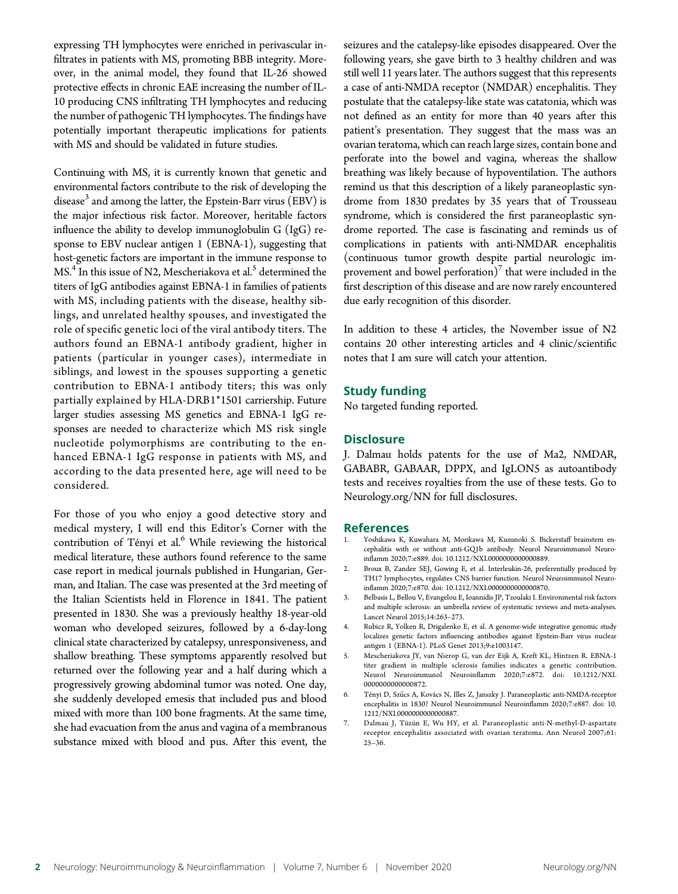expressing TH lymphocytes were enriched in perivascular infiltrates in patients with MS, promoting BBB integrity. Moreover, in the animal model, they found that IL-26 showed protective effects in chronic EAE increasing the number of IL-10 producing CNS infiltrating TH lymphocytes and reducing the number of pathogenic TH lymphocytes. The findings have potentially important therapeutic implications for patients with MS and should be validated in future studies.

Continuing with MS, it is currently known that genetic and environmental factors contribute to the risk of developing the disease[3] and among the latter, the Epstein-Barr virus (EBV) is the major infectious risk factor. Moreover, heritable factors influence the ability to develop immunoglobulin G (IgG) response to EBV nuclear antigen 1 (EBNA-1), suggesting that host-genetic factors are important in the immune response to MS.[4] In this issue of N2, Mescheriakova et al.[5] determined the titers of IgG antibodies against EBNA-1 in families of patients with MS, including patients with the disease, healthy siblings, and unrelated healthy spouses, and investigated the role of specific genetic loci of the viral antibody titers. The authors found an EBNA-1 antibody gradient, higher in patients (particular in younger cases), intermediate in siblings, and lowest in the spouses supporting a genetic contribution to EBNA-1 antibody titers; this was only partially explained by HLA-DRB1*1501 carriership. Future larger studies assessing MS genetics and EBNA-1 IgG responses are needed to characterize which MS risk single nucleotide polymorphisms are contributing to the enhanced EBNA-1 IgG response in patients with MS, and according to the data presented here, age will need to be considered.

For those of you who enjoy a good detective story and medical mystery, I will end this Editor's Corner with the contribution of Tényi et al.[6] While reviewing the historical medical literature, these authors found reference to the same case report in medical journals published in Hungarian, German, and Italian. The case was presented at the 3rd meeting of the Italian Scientists held in Florence in 1841. The patient presented in 1830. She was a previously healthy 18-year-old woman who developed seizures, followed by a 6-day-long clinical state characterized by catalepsy, unresponsiveness, and shallow breathing. These symptoms apparently resolved but returned over the following year and a half during which a progressively growing abdominal tumor was noted. One day, she suddenly developed emesis that included pus and blood mixed with more than 100 bone fragments. At the same time, she had evacuation from the anus and vagina of a membranous substance mixed with blood and pus. After this event, the seizures and the catalepsy-like episodes disappeared. Over the following years, she gave birth to 3 healthy children and was still well 11 years later. The authors suggest that this represents a case of anti-NMDA receptor (NMDAR) encephalitis. They postulate that the catalepsy-like state was catatonia, which was not defined as an entity for more than 40 years after this patient's presentation. They suggest that the mass was an ovarian teratoma, which can reach large sizes, contain bone and perforate into the bowel and vagina, whereas the shallow breathing was likely because of hypoventilation. The authors remind us that this description of a likely paraneoplastic syndrome from 1830 predates by 35 years that of Trousseau syndrome, which is considered the first paraneoplastic syndrome reported. The case is fascinating and reminds us of complications in patients with anti-NMDAR encephalitis (continuous tumor growth despite partial neurologic improvement and bowel perforation)[7] that were included in the first description of this disease and are now rarely encountered due early recognition of this disorder.

In addition to these 4 articles, the November issue of N2 contains 20 other interesting articles and 4 clinic/scientific notes that I am sure will catch your attention.

## Study funding

No targeted funding reported.

## Disclosure

J. Dalmau holds patents for the use of Ma2, NMDAR, GABABR, GABAAR, DPPX, and IgLON5 as autoantibody tests and receives royalties from the use of these tests. Go to Neurology.org/NN for full disclosures.

## References

1. Yoshikawa K, Kuwahara M, Morikawa M, Kusunoki S. Bickerstaff brainstem encephalitis with or without anti-GQ1b antibody. Neurol Neuroimmunol Neuroinflamm 2020;7:e889. doi: 10.1212/NXI.0000000000000889.
2. Broux B, Zandee SEJ, Gowing E, et al. Interleukin-26, preferentially produced by TH17 lymphocytes, regulates CNS barrier function. Neurol Neuroimmunol Neuroinflamm 2020;7:e870. doi: 10.1212/NXI.0000000000000870.
3. Belbasis L, Bellou V, Evangelou E, Ioannidis JP, Tzoulaki I. Environmental risk factors and multiple sclerosis: an umbrella review of systematic reviews and meta-analyses. Lancet Neurol 2015;14:263–273.
4. Rubicz R, Yolken R, Drigalenko E, et al. A genome-wide integrative genomic study localizes genetic factors influencing antibodies against Epstein-Barr virus nuclear antigen 1 (EBNA-1). PLoS Genet 2013;9:e1003147.
5. Mescheriakova JY, van Nierop G, van der Eijk A, Kreft KL, Hintzen R. EBNA-1 titer gradient in multiple sclerosis families indicates a genetic contribution. Neurol Neuroimmunol Neuroinflamm 2020;7:e872. doi: 10.1212/NXI.0000000000000872.
6. Tényi D, Szűcs A, Kovács N, Illes Z, Janszky J. Paraneoplastic anti-NMDA-receptor encephalitis in 1830? Neurol Neuroimmunol Neuroinflamm 2020;7:e887. doi: 10.1212/NXI.0000000000000887.
7. Dalmau J, Tüzün E, Wu HY, et al. Paraneoplastic anti-N-methyl-D-aspartate receptor encephalitis associated with ovarian teratoma. Ann Neurol 2007;61:25–36.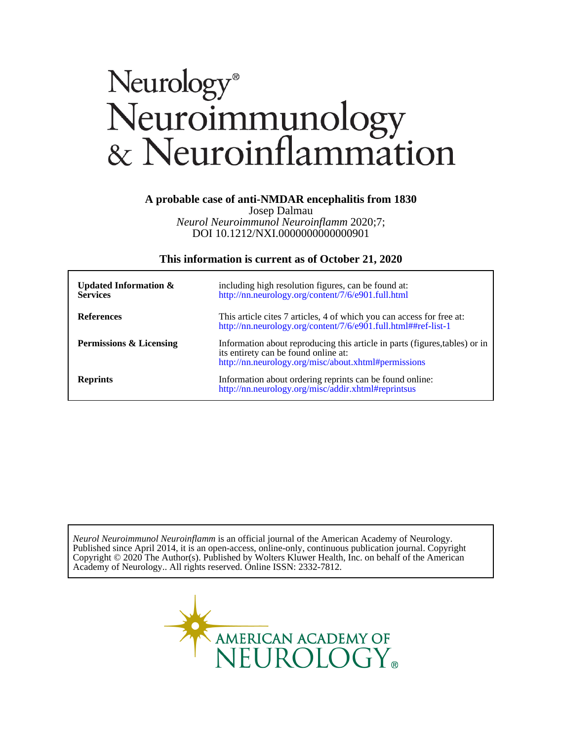# Neurology® Neuroimmunology & Neuroinflammation

**A probable case of anti-NMDAR encephalitis from 1830**

Josep Dalmau

*Neurol Neuroimmunol Neuroinflamm* 2020;7;

DOI 10.1212/NXI.0000000000000901

**This information is current as of October 21, 2020**

| | |
|---|---|
| **Updated Information & Services** | including high resolution figures, can be found at: http://nn.neurology.org/content/7/6/e901.full.html |
| **References** | This article cites 7 articles, 4 of which you can access for free at: http://nn.neurology.org/content/7/6/e901.full.html##ref-list-1 |
| **Permissions & Licensing** | Information about reproducing this article in parts (figures,tables) or in its entirety can be found online at: http://nn.neurology.org/misc/about.xhtml#permissions |
| **Reprints** | Information about ordering reprints can be found online: http://nn.neurology.org/misc/addir.xhtml#reprintsus |

*Neurol Neuroimmunol Neuroinflamm* is an official journal of the American Academy of Neurology. Published since April 2014, it is an open-access, online-only, continuous publication journal. Copyright Copyright © 2020 The Author(s). Published by Wolters Kluwer Health, Inc. on behalf of the American Academy of Neurology.. All rights reserved. Online ISSN: 2332-7812.

AMERICAN ACADEMY OF NEUROLOGY®